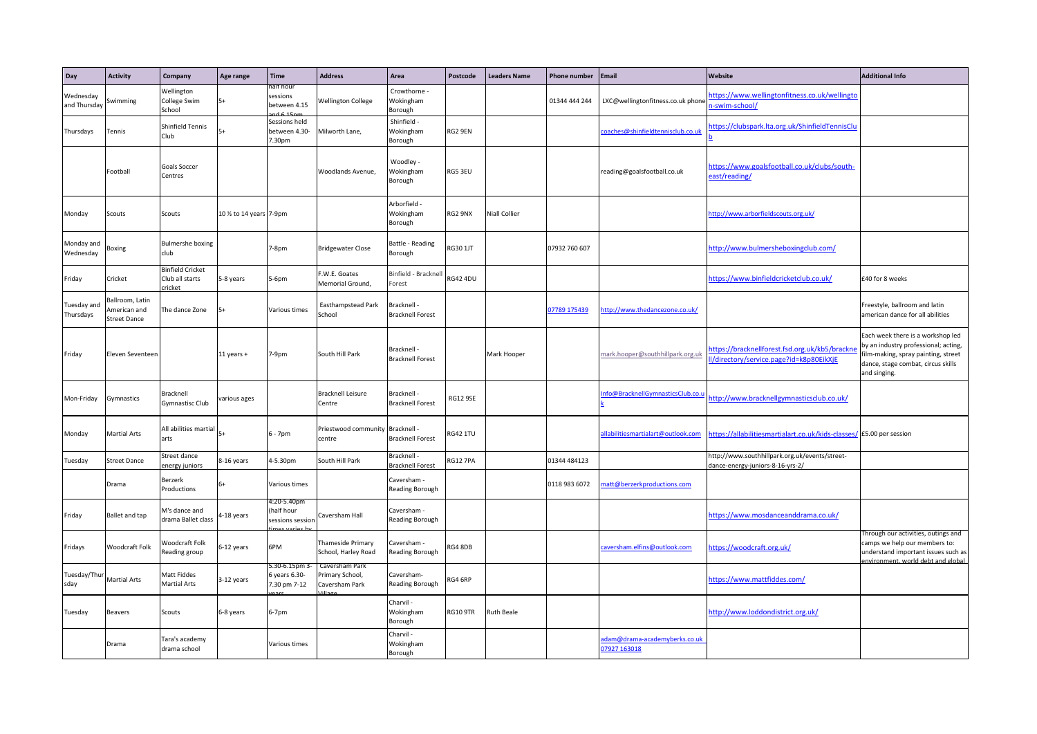| Day | Activity | Company | Age range | Time | Address | Area | Postcode | Leaders Name | Phone number | Email | Website | Additional Info |
|---|---|---|---|---|---|---|---|---|---|---|---|---|
| Wednesday and Thursday | Swimming | Wellington College Swim School | 5+ | half hour sessions between 4.15 and 6.15pm | Wellington College | Crowthorne - Wokingham Borough | | | 01344 444 244 | LXC@wellingtonfitness.co.uk phone | https://www.wellingtonfitness.co.uk/wellington-swim-school/ | |
| Thursdays | Tennis | Shinfield Tennis Club | 5+ | Sessions held between 4.30-7.30pm | Milworth Lane, | Shinfield - Wokingham Borough | RG2 9EN | | | coaches@shinfieldtennisclub.co.uk | https://clubspark.lta.org.uk/ShinfieldTennisClub | |
| | Football | Goals Soccer Centres | | | Woodlands Avenue, | Woodley - Wokingham Borough | RG5 3EU | | | reading@goalsfootball.co.uk | https://www.goalsfootball.co.uk/clubs/south-east/reading/ | |
| Monday | Scouts | Scouts | 10 ½ to 14 years | 7-9pm | | Arborfield - Wokingham Borough | RG2 9NX | Niall Collier | | | http://www.arborfieldscouts.org.uk/ | |
| Monday and Wednesday | Boxing | Bulmershe boxing club | | 7-8pm | Bridgewater Close | Battle - Reading Borough | RG30 1JT | | 07932 760 607 | | http://www.bulmersheboxingclub.com/ | |
| Friday | Cricket | Binfield Cricket Club all starts cricket | 5-8 years | 5-6pm | F.W.E. Goates Memorial Ground, | Binfield - Bracknell Forest | RG42 4DU | | | | https://www.binfieldcricketclub.co.uk/ | £40 for 8 weeks |
| Tuesday and Thursdays | Ballroom, Latin American and Street Dance | The dance Zone | 5+ | Various times | Easthampstead Park School | Bracknell - Bracknell Forest | | | 07789 175439 | http://www.thedancezone.co.uk/ | | Freestyle, ballroom and latin american dance for all abilities |
| Friday | Eleven Seventeen | | 11 years + | 7-9pm | South Hill Park | Bracknell - Bracknell Forest | | Mark Hooper | | mark.hooper@southhillpark.org.uk | https://bracknellforest.fsd.org.uk/kb5/bracknell/directory/service.page?id=k8p80EikXjE | Each week there is a workshop led by an industry professional; acting, film-making, spray painting, street dance, stage combat, circus skills and singing. |
| Mon-Friday | Gymnastics | Bracknell Gymnastisc Club | various ages | | Bracknell Leisure Centre | Bracknell - Bracknell Forest | RG12 9SE | | | Info@BracknellGymnasticsClub.co.uk | http://www.bracknellgymnasticsclub.co.uk/ | |
| Monday | Martial Arts | All abilities martial arts | 5+ | 6 - 7pm | Priestwood community centre | Bracknell - Bracknell Forest | RG42 1TU | | | allabilitiesmartialart@outlook.com | https://allabilitiesmartialart.co.uk/kids-classes/ | £5.00 per session |
| Tuesday | Street Dance | Street dance energy juniors | 8-16 years | 4-5.30pm | South Hill Park | Bracknell - Bracknell Forest | RG12 7PA | | 01344 484123 | | http://www.southhillpark.org.uk/events/street-dance-energy-juniors-8-16-yrs-2/ | |
| | Drama | Berzerk Productions | 6+ | Various times | | Caversham - Reading Borough | | | 0118 983 6072 | matt@berzerkproductions.com | | |
| Friday | Ballet and tap | M's dance and drama Ballet class | 4-18 years | 4:20-5.40pm (half hour sessions session times varies by | Caversham Hall | Caversham - Reading Borough | | | | | https://www.mosdanceanddrama.co.uk/ | |
| Fridays | Woodcraft Folk | Woodcraft Folk Reading group | 6-12 years | 6PM | Thameside Primary School, Harley Road | Caversham - Reading Borough | RG4 8DB | | | caversham.elfins@outlook.com | https://woodcraft.org.uk/ | Through our activities, outings and camps we help our members to: understand important issues such as environment, world debt and global |
| Tuesday/Thursday | Martial Arts | Matt Fiddes Martial Arts | 3-12 years | 5.30-6.15pm 3-6 years 6.30-7.30 pm 7-12 years | Caversham Park Primary School, Caversham Park Village | Caversham- Reading Borough | RG4 6RP | | | | https://www.mattfiddes.com/ | |
| Tuesday | Beavers | Scouts | 6-8 years | 6-7pm | | Charvil - Wokingham Borough | RG10 9TR | Ruth Beale | | | http://www.loddondistrict.org.uk/ | |
| | Drama | Tara's academy drama school | | Various times | | Charvil - Wokingham Borough | | | | adam@drama-academyberks.co.uk 07927 163018 | | |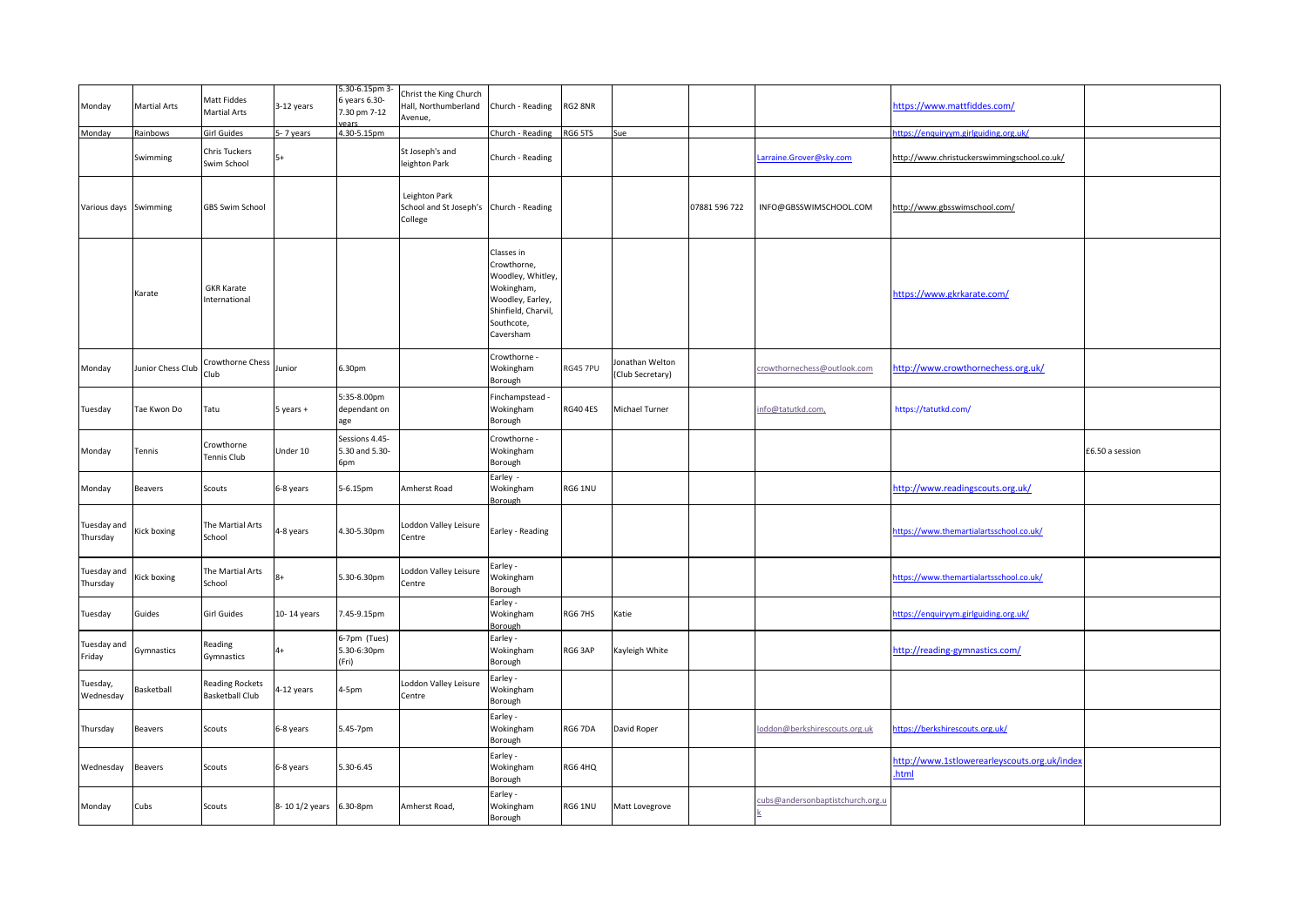| | | | | | | | | | | | | |
|---|---|---|---|---|---|---|---|---|---|---|---|---|
| Monday | Martial Arts | Matt Fiddes Martial Arts | 3-12 years | 5.30-6.15pm 3-6 years 6.30-7.30 pm 7-12 years | Christ the King Church Hall, Northumberland Avenue, | Church - Reading | RG2 8NR | | | | https://www.mattfiddes.com/ | |
| Monday | Rainbows | Girl Guides | 5- 7 years | 4.30-5.15pm | | Church - Reading | RG6 5TS | Sue | | | https://enquiryym.girlguiding.org.uk/ | |
| | Swimming | Chris Tuckers Swim School | 5+ | | St Joseph's and leighton Park | Church - Reading | | | | Larraine.Grover@sky.com | http://www.christuckerswimmingschool.co.uk/ | |
| Various days | Swimming | GBS Swim School | | | Leighton Park School and St Joseph's College | Church - Reading | | | 07881 596 722 | INFO@GBSSWIMSCHOOL.COM | http://www.gbsswimschool.com/ | |
| | Karate | GKR Karate International | | | | Classes in Crowthorne, Woodley, Whitley, Wokingham, Woodley, Earley, Shinfield, Charvil, Southcote, Caversham | | | | | https://www.gkrkarate.com/ | |
| Monday | Junior Chess Club | Crowthorne Chess Club | Junior | 6.30pm | | Crowthorne - Wokingham Borough | RG45 7PU | Jonathan Welton (Club Secretary) | | crowthornechess@outlook.com | http://www.crowthornechess.org.uk/ | |
| Tuesday | Tae Kwon Do | Tatu | 5 years + | 5:35-8.00pm dependant on age | | Finchampstead - Wokingham Borough | RG40 4ES | Michael Turner | | info@tatutkd.com, | https://tatutkd.com/ | |
| Monday | Tennis | Crowthorne Tennis Club | Under 10 | Sessions 4.45-5.30 and 5.30-6pm | | Crowthorne - Wokingham Borough | | | | | | £6.50 a session |
| Monday | Beavers | Scouts | 6-8 years | 5-6.15pm | Amherst Road | Earley - Wokingham Borough | RG6 1NU | | | | http://www.readingscouts.org.uk/ | |
| Tuesday and Thursday | Kick boxing | The Martial Arts School | 4-8 years | 4.30-5.30pm | Loddon Valley Leisure Centre | Earley - Reading | | | | | https://www.themartialartsschool.co.uk/ | |
| Tuesday and Thursday | Kick boxing | The Martial Arts School | 8+ | 5.30-6.30pm | Loddon Valley Leisure Centre | Earley - Wokingham Borough | | | | | https://www.themartialartsschool.co.uk/ | |
| Tuesday | Guides | Girl Guides | 10- 14 years | 7.45-9.15pm | | Earley - Wokingham Borough | RG6 7HS | Katie | | | https://enquiryym.girlguiding.org.uk/ | |
| Tuesday and Friday | Gymnastics | Reading Gymnastics | 4+ | 6-7pm (Tues) 5.30-6:30pm (Fri) | | Earley - Wokingham Borough | RG6 3AP | Kayleigh White | | | http://reading-gymnastics.com/ | |
| Tuesday, Wednesday | Basketball | Reading Rockets Basketball Club | 4-12 years | 4-5pm | Loddon Valley Leisure Centre | Earley - Wokingham Borough | | | | | | |
| Thursday | Beavers | Scouts | 6-8 years | 5.45-7pm | | Earley - Wokingham Borough | RG6 7DA | David Roper | | loddon@berkshirescouts.org.uk | https://berkshirescouts.org.uk/ | |
| Wednesday | Beavers | Scouts | 6-8 years | 5.30-6.45 | | Earley - Wokingham Borough | RG6 4HQ | | | | http://www.1stlowerearleyscouts.org.uk/index.html | |
| Monday | Cubs | Scouts | 8- 10 1/2 years | 6.30-8pm | Amherst Road, | Earley - Wokingham Borough | RG6 1NU | Matt Lovegrove | | cubs@andersonbaptistchurch.org.uk | | |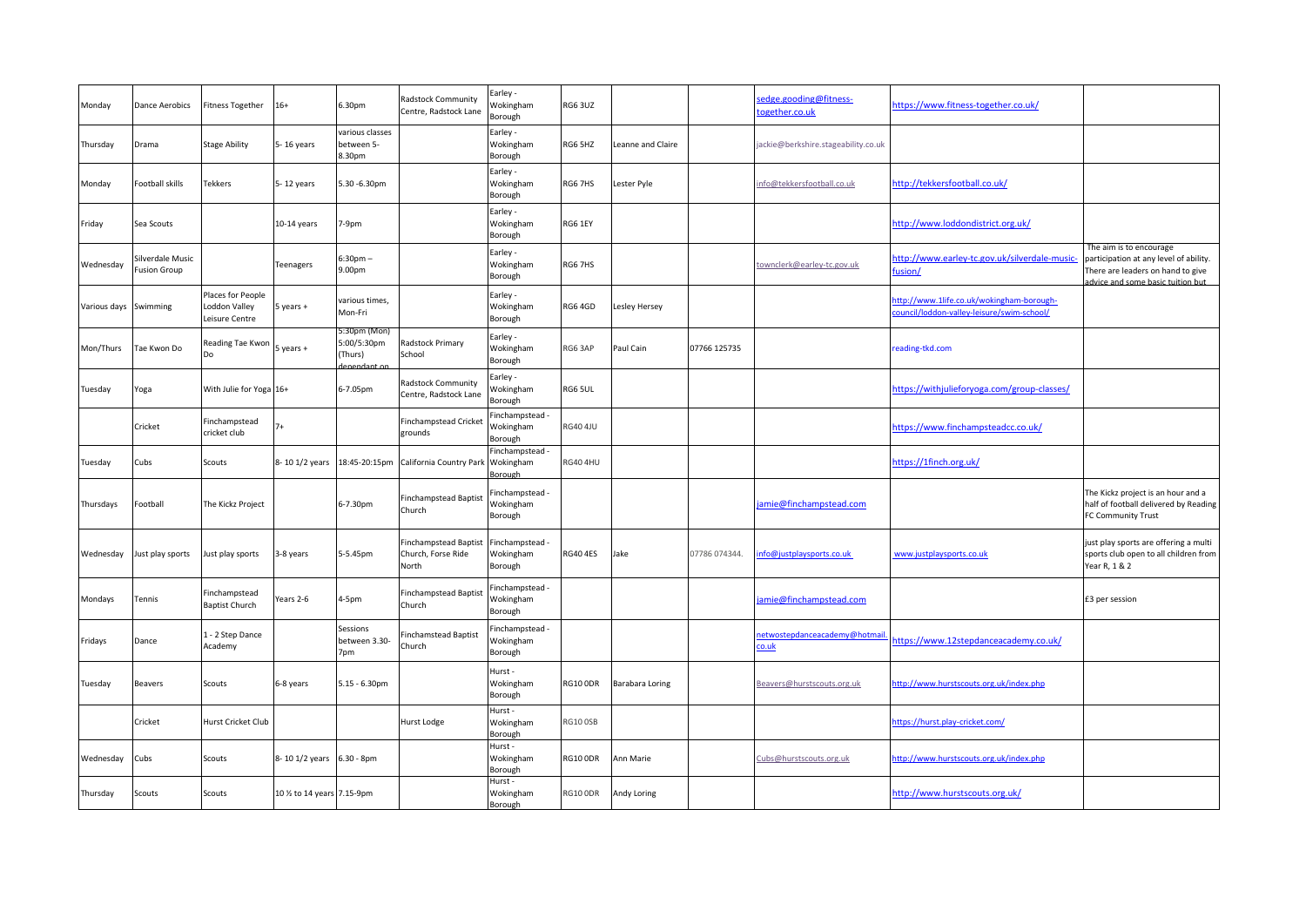| Monday | Dance Aerobics | Fitness Together | 16+ | 6.30pm | Radstock Community Centre, Radstock Lane | Earley - Wokingham Borough | RG6 3UZ | | | sedge.gooding@fitness-together.co.uk | https://www.fitness-together.co.uk/ | |
|---|---|---|---|---|---|---|---|---|---|---|---|---|
| Thursday | Drama | Stage Ability | 5- 16 years | various classes between 5-8.30pm | | Earley - Wokingham Borough | RG6 5HZ | Leanne and Claire | | jackie@berkshire.stageability.co.uk | | |
| Monday | Football skills | Tekkers | 5- 12 years | 5.30 -6.30pm | | Earley - Wokingham Borough | RG6 7HS | Lester Pyle | | info@tekkersfootball.co.uk | http://tekkersfootball.co.uk/ | |
| Friday | Sea Scouts | | 10-14 years | 7-9pm | | Earley - Wokingham Borough | RG6 1EY | | | | http://www.loddondistrict.org.uk/ | |
| Wednesday | Silverdale Music Fusion Group | | Teenagers | 6:30pm – 9.00pm | | Earley - Wokingham Borough | RG6 7HS | | | townclerk@earley-tc.gov.uk | http://www.earley-tc.gov.uk/silverdale-music-fusion/ | The aim is to encourage participation at any level of ability. There are leaders on hand to give advice and some basic tuition but |
| Various days | Swimming | Places for People Loddon Valley Leisure Centre | 5 years + | various times, Mon-Fri | | Earley - Wokingham Borough | RG6 4GD | Lesley Hersey | | | http://www.1life.co.uk/wokingham-borough-council/loddon-valley-leisure/swim-school/ | |
| Mon/Thurs | Tae Kwon Do | Reading Tae Kwon Do | 5 years + | 5:30pm (Mon) 5:00/5:30pm (Thurs) dependant on | Radstock Primary School | Earley - Wokingham Borough | RG6 3AP | Paul Cain | 07766 125735 | | reading-tkd.com | |
| Tuesday | Yoga | With Julie for Yoga | 16+ | 6-7.05pm | Radstock Community Centre, Radstock Lane | Earley - Wokingham Borough | RG6 5UL | | | | https://withjulieforyoga.com/group-classes/ | |
| | Cricket | Finchampstead cricket club | 7+ | | Finchampstead Cricket grounds | Finchampstead - Wokingham Borough | RG40 4JU | | | | https://www.finchampsteadcc.co.uk/ | |
| Tuesday | Cubs | Scouts | 8- 10 1/2 years | 18:45-20:15pm | California Country Park | Finchampstead - Wokingham Borough | RG40 4HU | | | | https://1finch.org.uk/ | |
| Thursdays | Football | The Kickz Project | | 6-7.30pm | Finchampstead Baptist Church | Finchampstead - Wokingham Borough | | | | jamie@finchampstead.com | | The Kickz project is an hour and a half of football delivered by Reading FC Community Trust |
| Wednesday | Just play sports | Just play sports | 3-8 years | 5-5.45pm | Finchampstead Baptist Church, Forse Ride North | Finchampstead - Wokingham Borough | RG40 4ES | Jake | 07786 074344. | info@justplaysports.co.uk | www.justplaysports.co.uk | just play sports are offering a multi sports club open to all children from Year R, 1 & 2 |
| Mondays | Tennis | Finchampstead Baptist Church | Years 2-6 | 4-5pm | Finchampstead Baptist Church | Finchampstead - Wokingham Borough | | | | jamie@finchampstead.com | | £3 per session |
| Fridays | Dance | 1 - 2 Step Dance Academy | | Sessions between 3.30-7pm | Finchamstead Baptist Church | Finchampstead - Wokingham Borough | | | | netwostepdanceacademy@hotmail.co.uk | https://www.12stepdanceacademy.co.uk/ | |
| Tuesday | Beavers | Scouts | 6-8 years | 5.15 - 6.30pm | | Hurst - Wokingham Borough | RG10 0DR | Barabara Loring | | Beavers@hurstscouts.org.uk | http://www.hurstscouts.org.uk/index.php | |
| | Cricket | Hurst Cricket Club | | | Hurst Lodge | Hurst - Wokingham Borough | RG10 0SB | | | | https://hurst.play-cricket.com/ | |
| Wednesday | Cubs | Scouts | 8- 10 1/2 years | 6.30 - 8pm | | Hurst - Wokingham Borough | RG10 0DR | Ann Marie | | Cubs@hurstscouts.org.uk | http://www.hurstscouts.org.uk/index.php | |
| Thursday | Scouts | Scouts | 10 ½ to 14 years | 7.15-9pm | | Hurst - Wokingham Borough | RG10 0DR | Andy Loring | | | http://www.hurstscouts.org.uk/ | |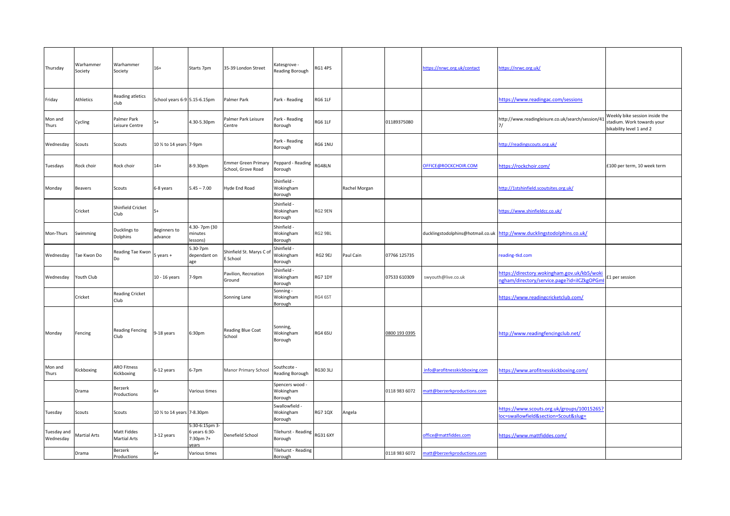| | | | | | | | | | | | | |
|---|---|---|---|---|---|---|---|---|---|---|---|---|
| Thursday | Warhammer Society | Warhammer Society | 16+ | Starts 7pm | 35-39 London Street | Katesgrove - Reading Borough | RG1 4PS | | | https://nrwc.org.uk/contact | https://nrwc.org.uk/ | |
| Friday | Athletics | Reading atletics club | School years 6-9 | 5.15-6.15pm | Palmer Park | Park - Reading | RG6 1LF | | | | https://www.readingac.com/sessions | |
| Mon and Thurs | Cycling | Palmer Park Leisure Centre | 5+ | 4.30-5.30pm | Palmer Park Leisure Centre | Park - Reading Borough | RG6 1LF | | 01189375080 | | http://www.readingleisure.co.uk/search/session/417/ | Weekly bike session inside the stadium. Work towards your bikability level 1 and 2 |
| Wednesday | Scouts | Scouts | 10 ½ to 14 years | 7-9pm | | Park - Reading Borough | RG6 1NU | | | | http://readingscouts.org.uk/ | |
| Tuesdays | Rock choir | Rock choir | 14+ | 8-9.30pm | Emmer Green Primary School, Grove Road | Peppard - Reading Borough | RG48LN | | | OFFICE@ROCKCHOIR.COM | https://rockchoir.com/ | £100 per term, 10 week term |
| Monday | Beavers | Scouts | 6-8 years | 5.45 – 7.00 | Hyde End Road | Shinfield - Wokingham Borough | | Rachel Morgan | | | http://1stshinfield.scoutsites.org.uk/ | |
| | Cricket | Shinfield Cricket Club | 5+ | | | Shinfield - Wokingham Borough | RG2 9EN | | | | https://www.shinfieldcc.co.uk/ | |
| Mon-Thurs | Swimming | Ducklings to Dolphins | Beginners to advance | 4.30- 7pm (30 minutes lessons) | | Shinfield - Wokingham Borough | RG2 9BL | | | ducklingstodolphins@hotmail.co.uk | http://www.ducklingstodolphins.co.uk/ | |
| Wednesday | Tae Kwon Do | Reading Tae Kwon Do | 5 years + | 5.30-7pm dependant on age | Shinfield St. Marys C of E School | Shinfield - Wokingham Borough | RG2 9EJ | Paul Cain | 07766 125735 | | reading-tkd.com | |
| Wednesday | Youth Club | | 10 - 16 years | 7-9pm | Pavilion, Recreation Ground | Shinfield - Wokingham Borough | RG7 1DY | | 07533 610309 | swyouth@live.co.uk | https://directory.wokingham.gov.uk/kb5/wokingham/directory/service.page?id=iICZkgOPGml | £1 per session |
| | Cricket | Reading Cricket Club | | | Sonning Lane | Sonning - Wokingham Borough | RG4 6ST | | | | https://www.readingcricketclub.com/ | |
| Monday | Fencing | Reading Fencing Club | 9-18 years | 6:30pm | Reading Blue Coat School | Sonning, Wokingham Borough | RG4 6SU | | 0800 193 0395 | | http://www.readingfencingclub.net/ | |
| Mon and Thurs | Kickboxing | ARO Fitness Kickboxing | 6-12 years | 6-7pm | Manor Primary School | Southcote - Reading Borough | RG30 3LJ | | | info@arofitnesskickboxing.com | https://www.arofitnesskickboxing.com/ | |
| | Drama | Berzerk Productions | 6+ | Various times | | Spencers wood - Wokingham Borough | | | 0118 983 6072 | matt@berzerkproductions.com | | |
| Tuesday | Scouts | Scouts | 10 ½ to 14 years | 7-8.30pm | | Swallowfield - Wokingham Borough | RG7 1QX | Angela | | | https://www.scouts.org.uk/groups/10015265?loc=swallowfield&section=Scout&slug= | |
| Tuesday and Wednesday | Martial Arts | Matt Fiddes Martial Arts | 3-12 years | 5:30-6:15pm 3-6 years 6:30-7:30pm 7+ years | Denefield School | Tilehurst - Reading Borough | RG31 6XY | | | office@mattfiddes.com | https://www.mattfiddes.com/ | |
| | Drama | Berzerk Productions | 6+ | Various times | | Tilehurst - Reading Borough | | | 0118 983 6072 | matt@berzerkproductions.com | | |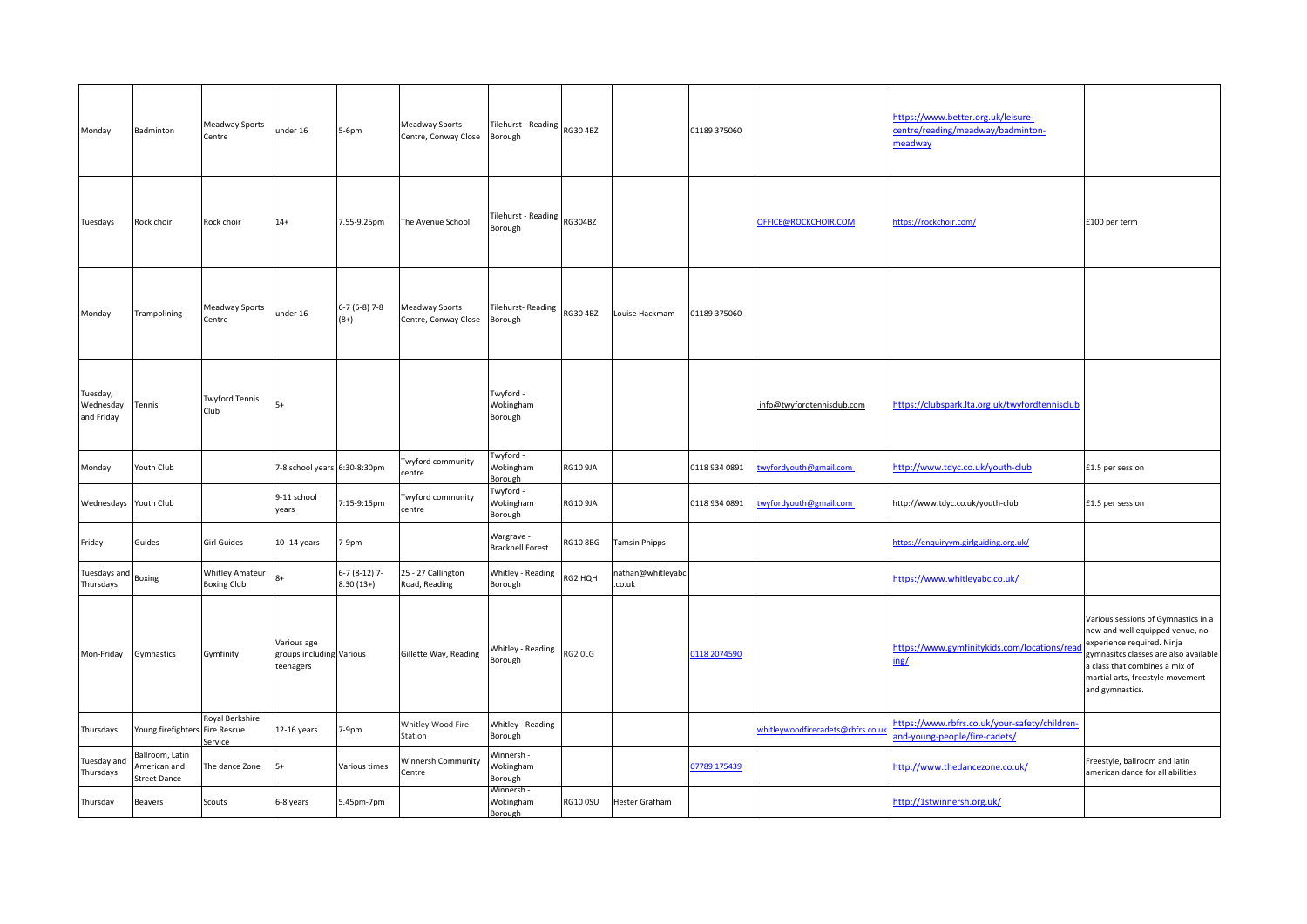| | | | | | | | | | | | | |
|---|---|---|---|---|---|---|---|---|---|---|---|---|
| Monday | Badminton | Meadway Sports Centre | under 16 | 5-6pm | Meadway Sports Centre, Conway Close | Tilehurst - Reading Borough | RG30 4BZ | | 01189 375060 | | https://www.better.org.uk/leisure-centre/reading/meadway/badminton-meadway | |
| Tuesdays | Rock choir | Rock choir | 14+ | 7.55-9.25pm | The Avenue School | Tilehurst - Reading Borough | RG304BZ | | | OFFICE@ROCKCHOIR.COM | https://rockchoir.com/ | £100 per term |
| Monday | Trampolining | Meadway Sports Centre | under 16 | 6-7 (5-8) 7-8 (8+) | Meadway Sports Centre, Conway Close | Tilehurst- Reading Borough | RG30 4BZ | Louise Hackmam | 01189 375060 | | | |
| Tuesday, Wednesday and Friday | Tennis | Twyford Tennis Club | 5+ | | | Twyford - Wokingham Borough | | | | info@twyfordtennisclub.com | https://clubspark.lta.org.uk/twyfordtennisclub | |
| Monday | Youth Club | | 7-8 school years | 6:30-8:30pm | Twyford community centre | Twyford - Wokingham Borough | RG10 9JA | | 0118 934 0891 | twyfordyouth@gmail.com | http://www.tdyc.co.uk/youth-club | £1.5 per session |
| Wednesdays | Youth Club | | 9-11 school years | 7:15-9:15pm | Twyford community centre | Twyford - Wokingham Borough | RG10 9JA | | 0118 934 0891 | twyfordyouth@gmail.com | http://www.tdyc.co.uk/youth-club | £1.5 per session |
| Friday | Guides | Girl Guides | 10- 14 years | 7-9pm | | Wargrave - Bracknell Forest | RG10 8BG | Tamsin Phipps | | | https://enquiryym.girlguiding.org.uk/ | |
| Tuesdays and Thursdays | Boxing | Whitley Amateur Boxing Club | 8+ | 6-7 (8-12) 7-8.30 (13+) | 25 - 27 Callington Road, Reading | Whitley - Reading Borough | RG2 HQH | nathan@whitleyabc.co.uk | | | https://www.whitleyabc.co.uk/ | |
| Mon-Friday | Gymnastics | Gymfinity | Various age groups including teenagers | Various | Gillette Way, Reading | Whitley - Reading Borough | RG2 0LG | | 0118 2074590 | | https://www.gymfinitykids.com/locations/reading/ | Various sessions of Gymnastics in a new and well equipped venue, no experience required. Ninja gymnasitcs classes are also available a class that combines a mix of martial arts, freestyle movement and gymnastics. |
| Thursdays | Young firefighters | Royal Berkshire Fire Rescue Service | 12-16 years | 7-9pm | Whitley Wood Fire Station | Whitley - Reading Borough | | | | whitleywoodfirecadets@rbfrs.co.uk | https://www.rbfrs.co.uk/your-safety/children-and-young-people/fire-cadets/ | |
| Tuesday and Thursdays | Ballroom, Latin American and Street Dance | The dance Zone | 5+ | Various times | Winnersh Community Centre | Winnersh - Wokingham Borough | | | 07789 175439 | | http://www.thedancezone.co.uk/ | Freestyle, ballroom and latin american dance for all abilities |
| Thursday | Beavers | Scouts | 6-8 years | 5.45pm-7pm | | Winnersh - Wokingham Borough | RG10 0SU | Hester Grafham | | | http://1stwinnersh.org.uk/ | |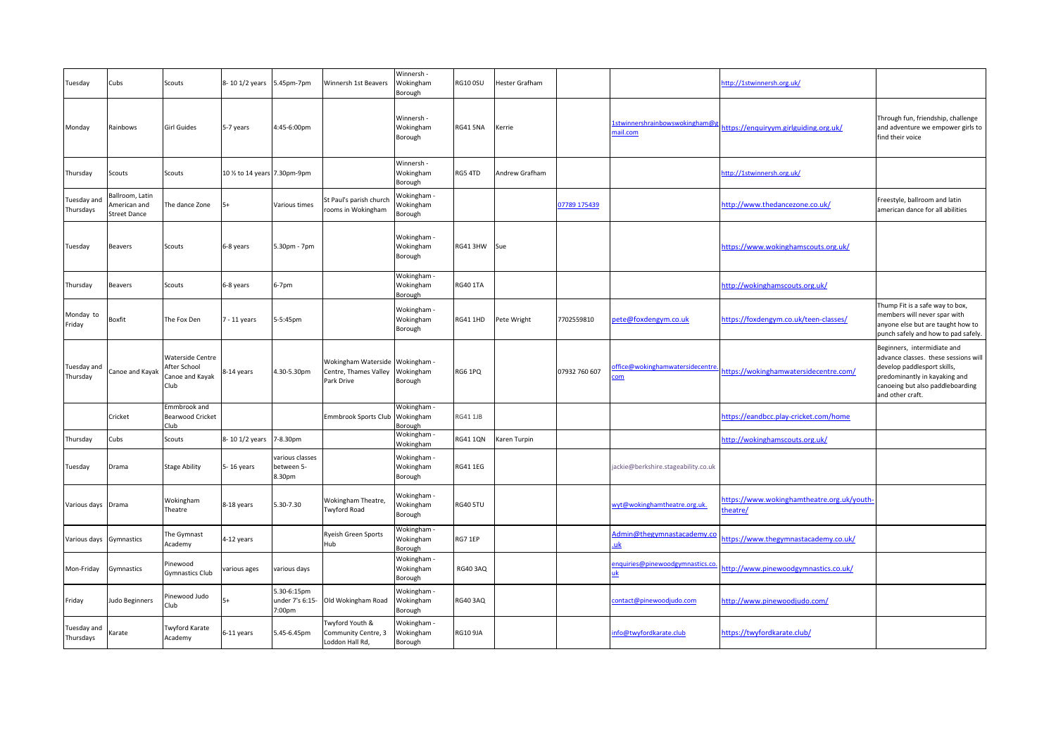| Tuesday | Cubs | Scouts | 8- 10 1/2 years | 5.45pm-7pm | Winnersh 1st Beavers | Winnersh - Wokingham Borough | RG10 0SU | Hester Grafham | | | http://1stwinnersh.org.uk/ | |
|---|---|---|---|---|---|---|---|---|---|---|---|---|
| Monday | Rainbows | Girl Guides | 5-7 years | 4:45-6:00pm | | Winnersh - Wokingham Borough | RG41 5NA | Kerrie | | 1stwinnershrainbowswokingham@gmail.com | https://enquiryym.girlguiding.org.uk/ | Through fun, friendship, challenge and adventure we empower girls to find their voice |
| Thursday | Scouts | Scouts | 10 ½ to 14 years | 7.30pm-9pm | | Winnersh - Wokingham Borough | RG5 4TD | Andrew Grafham | | | http://1stwinnersh.org.uk/ | |
| Tuesday and Thursdays | Ballroom, Latin American and Street Dance | The dance Zone | 5+ | Various times | St Paul's parish church rooms in Wokingham | Wokingham - Wokingham Borough | | | 07789 175439 | | http://www.thedancezone.co.uk/ | Freestyle, ballroom and latin american dance for all abilities |
| Tuesday | Beavers | Scouts | 6-8 years | 5.30pm - 7pm | | Wokingham - Wokingham Borough | RG41 3HW | Sue | | | https://www.wokinghamscouts.org.uk/ | |
| Thursday | Beavers | Scouts | 6-8 years | 6-7pm | | Wokingham - Wokingham Borough | RG40 1TA | | | | http://wokinghamscouts.org.uk/ | |
| Monday to Friday | Boxfit | The Fox Den | 7 - 11 years | 5-5:45pm | | Wokingham - Wokingham Borough | RG41 1HD | Pete Wright | 7702559810 | pete@foxdengym.co.uk | https://foxdengym.co.uk/teen-classes/ | Thump Fit is a safe way to box, members will never spar with anyone else but are taught how to punch safely and how to pad safely. |
| Tuesday and Thursday | Canoe and Kayak | Waterside Centre After School Canoe and Kayak Club | 8-14 years | 4.30-5.30pm | Wokingham Waterside Centre, Thames Valley Park Drive | Wokingham - Wokingham Borough | RG6 1PQ | | 07932 760 607 | office@wokinghamwatersidecentre.com | https://wokinghamwatersidecentre.com/ | Beginners, intermidiate and advance classes. these sessions will develop paddlesport skills, predominantly in kayaking and canoeing but also paddleboarding and other craft. |
| | Cricket | Emmbrook and Bearwood Cricket Club | | | Emmbrook Sports Club | Wokingham - Wokingham Borough | RG41 1JB | | | | https://eandbcc.play-cricket.com/home | |
| Thursday | Cubs | Scouts | 8- 10 1/2 years | 7-8.30pm | | Wokingham - Wokingham | RG41 1QN | Karen Turpin | | | http://wokinghamscouts.org.uk/ | |
| Tuesday | Drama | Stage Ability | 5- 16 years | various classes between 5-8.30pm | | Wokingham - Wokingham Borough | RG41 1EG | | | jackie@berkshire.stageability.co.uk | | |
| Various days | Drama | Wokingham Theatre | 8-18 years | 5.30-7.30 | Wokingham Theatre, Twyford Road | Wokingham - Wokingham Borough | RG40 5TU | | | wyt@wokinghamtheatre.org.uk. | https://www.wokinghamtheatre.org.uk/youth-theatre/ | |
| Various days | Gymnastics | The Gymnast Academy | 4-12 years | | Ryeish Green Sports Hub | Wokingham - Wokingham Borough | RG7 1EP | | | Admin@thegymnastacademy.co.uk | https://www.thegymnastacademy.co.uk/ | |
| Mon-Friday | Gymnastics | Pinewood Gymnastics Club | various ages | various days | | Wokingham - Wokingham Borough | RG40 3AQ | | | enquiries@pinewoodgymnastics.co.uk | http://www.pinewoodgymnastics.co.uk/ | |
| Friday | Judo Beginners | Pinewood Judo Club | 5+ | 5.30-6:15pm under 7's 6:15-7:00pm | Old Wokingham Road | Wokingham - Wokingham Borough | RG40 3AQ | | | contact@pinewoodjudo.com | http://www.pinewoodjudo.com/ | |
| Tuesday and Thursdays | Karate | Twyford Karate Academy | 6-11 years | 5.45-6.45pm | Twyford Youth & Community Centre, 3 Loddon Hall Rd, | Wokingham - Wokingham Borough | RG10 9JA | | | info@twyfordkarate.club | https://twyfordkarate.club/ | |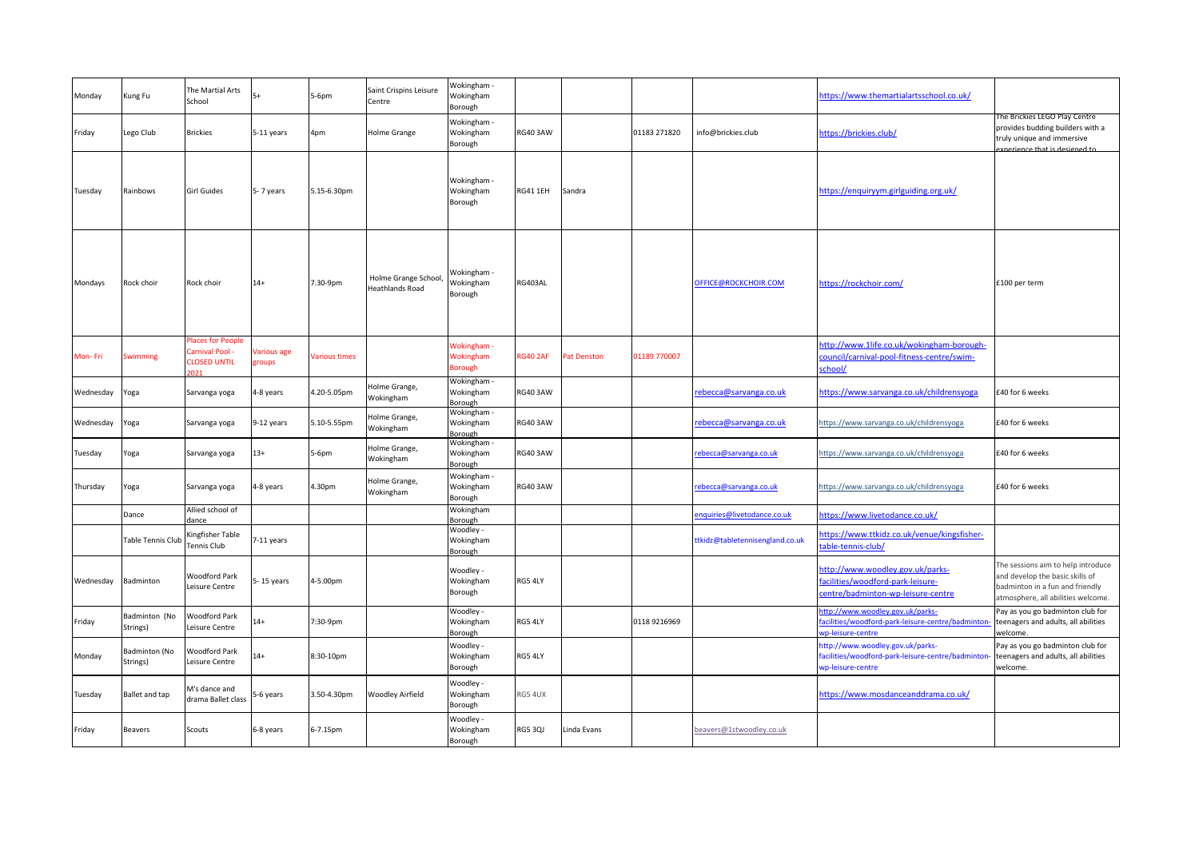| | | | | | | | | | | | | |
|---|---|---|---|---|---|---|---|---|---|---|---|---|
| Monday | Kung Fu | The Martial Arts School | 5+ | 5-6pm | Saint Crispins Leisure Centre | Wokingham - Wokingham Borough | | | | | https://www.themartialartsschool.co.uk/ | |
| Friday | Lego Club | Brickies | 5-11 years | 4pm | Holme Grange | Wokingham - Wokingham Borough | RG40 3AW | | 01183 271820 | info@brickies.club | https://brickies.club/ | The Brickies LEGO Play Centre provides budding builders with a truly unique and immersive experience that is designed to |
| Tuesday | Rainbows | Girl Guides | 5- 7 years | 5.15-6.30pm | | Wokingham - Wokingham Borough | RG41 1EH | Sandra | | | https://enquiryym.girlguiding.org.uk/ | |
| Mondays | Rock choir | Rock choir | 14+ | 7.30-9pm | Holme Grange School, Heathlands Road | Wokingham - Wokingham Borough | RG403AL | | | OFFICE@ROCKCHOIR.COM | https://rockchoir.com/ | £100 per term |
| Mon- Fri | Swimming | Places for People Carnival Pool - CLOSED UNTIL 2021 | Various age groups | Various times | | Wokingham - Wokingham Borough | RG40 2AF | Pat Denston | 01189 770007 | | http://www.1life.co.uk/wokingham-borough-council/carnival-pool-fitness-centre/swim-school/ | |
| Wednesday | Yoga | Sarvanga yoga | 4-8 years | 4.20-5.05pm | Holme Grange, Wokingham | Wokingham - Wokingham Borough | RG40 3AW | | | rebecca@sarvanga.co.uk | https://www.sarvanga.co.uk/childrensyoga | £40 for 6 weeks |
| Wednesday | Yoga | Sarvanga yoga | 9-12 years | 5.10-5.55pm | Holme Grange, Wokingham | Wokingham - Wokingham Borough | RG40 3AW | | | rebecca@sarvanga.co.uk | https://www.sarvanga.co.uk/childrensyoga | £40 for 6 weeks |
| Tuesday | Yoga | Sarvanga yoga | 13+ | 5-6pm | Holme Grange, Wokingham | Wokingham - Wokingham Borough | RG40 3AW | | | rebecca@sarvanga.co.uk | https://www.sarvanga.co.uk/childrensyoga | £40 for 6 weeks |
| Thursday | Yoga | Sarvanga yoga | 4-8 years | 4.30pm | Holme Grange, Wokingham | Wokingham - Wokingham Borough | RG40 3AW | | | rebecca@sarvanga.co.uk | https://www.sarvanga.co.uk/childrensyoga | £40 for 6 weeks |
| | Dance | Allied school of dance | | | | Wokingham Borough | | | | enquiries@livetodance.co.uk | https://www.livetodance.co.uk/ | |
| | Table Tennis Club | Kingfisher Table Tennis Club | 7-11 years | | | Woodley - Wokingham Borough | | | | ttkidz@tabletennisengland.co.uk | https://www.ttkidz.co.uk/venue/kingsfisher-table-tennis-club/ | |
| Wednesday | Badminton | Woodford Park Leisure Centre | 5- 15 years | 4-5.00pm | | Woodley - Wokingham Borough | RG5 4LY | | | | http://www.woodley.gov.uk/parks-facilities/woodford-park-leisure-centre/badminton-wp-leisure-centre | The sessions aim to help introduce and develop the basic skills of badminton in a fun and friendly atmosphere, all abilities welcome. |
| Friday | Badminton (No Strings) | Woodford Park Leisure Centre | 14+ | 7:30-9pm | | Woodley - Wokingham Borough | RG5 4LY | | 0118 9216969 | | http://www.woodley.gov.uk/parks-facilities/woodford-park-leisure-centre/badminton-wp-leisure-centre | Pay as you go badminton club for teenagers and adults, all abilities welcome. |
| Monday | Badminton (No Strings) | Woodford Park Leisure Centre | 14+ | 8:30-10pm | | Woodley - Wokingham Borough | RG5 4LY | | | | http://www.woodley.gov.uk/parks-facilities/woodford-park-leisure-centre/badminton-wp-leisure-centre | Pay as you go badminton club for teenagers and adults, all abilities welcome. |
| Tuesday | Ballet and tap | M's dance and drama Ballet class | 5-6 years | 3.50-4.30pm | Woodley Airfield | Woodley - Wokingham Borough | RG5 4UX | | | | https://www.mosdanceanddrama.co.uk/ | |
| Friday | Beavers | Scouts | 6-8 years | 6-7.15pm | | Woodley - Wokingham Borough | RG5 3QJ | Linda Evans | | beavers@1stwoodley.co.uk | | |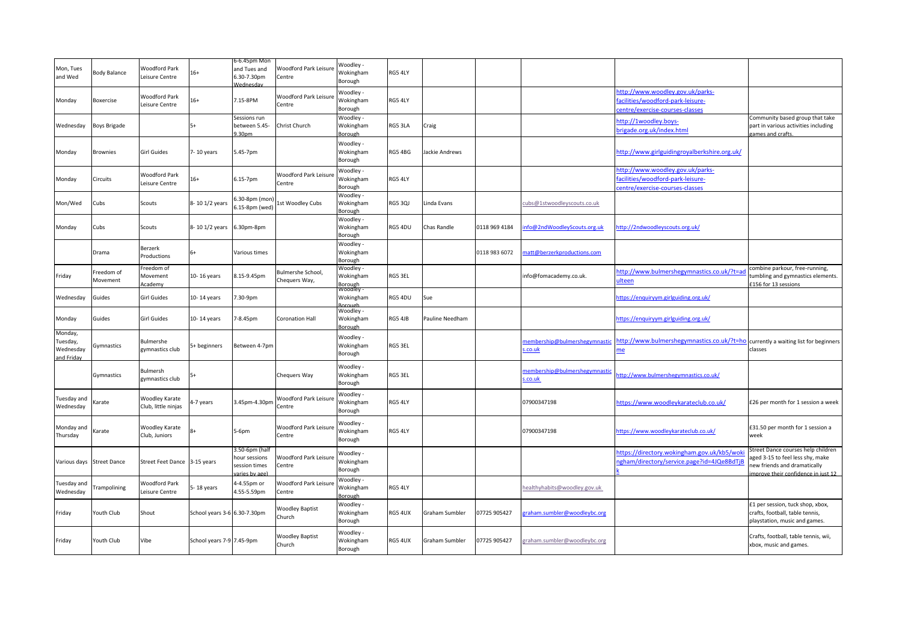| | | | | | | | | | | | | |
|---|---|---|---|---|---|---|---|---|---|---|---|---|
| Mon, Tues and Wed | Body Balance | Woodford Park Leisure Centre | 16+ | 6-6.45pm Mon and Tues and 6.30-7.30pm Wednesday | Woodford Park Leisure Centre | Woodley - Wokingham Borough | RG5 4LY | | | | | |
| Monday | Boxercise | Woodford Park Leisure Centre | 16+ | 7.15-8PM | Woodford Park Leisure Centre | Woodley - Wokingham Borough | RG5 4LY | | | | http://www.woodley.gov.uk/parks-facilities/woodford-park-leisure-centre/exercise-courses-classes | |
| Wednesday | Boys Brigade | | 5+ | Sessions run between 5.45-9.30pm | Christ Church | Woodley - Wokingham Borough | RG5 3LA | Craig | | | http://1woodley.boys-brigade.org.uk/index.html | Community based group that take part in various activities including games and crafts. |
| Monday | Brownies | Girl Guides | 7- 10 years | 5.45-7pm | | Woodley - Wokingham Borough | RG5 4BG | Jackie Andrews | | | http://www.girlguidingroyalberkshire.org.uk/ | |
| Monday | Circuits | Woodford Park Leisure Centre | 16+ | 6.15-7pm | Woodford Park Leisure Centre | Woodley - Wokingham Borough | RG5 4LY | | | | http://www.woodley.gov.uk/parks-facilities/woodford-park-leisure-centre/exercise-courses-classes | |
| Mon/Wed | Cubs | Scouts | 8- 10 1/2 years | 6.30-8pm (mon) 6.15-8pm (wed) | 1st Woodley Cubs | Woodley - Wokingham Borough | RG5 3QJ | Linda Evans | | cubs@1stwoodleyscouts.co.uk | | |
| Monday | Cubs | Scouts | 8- 10 1/2 years | 6.30pm-8pm | | Woodley - Wokingham Borough | RG5 4DU | Chas Randle | 0118 969 4184 | info@2ndWoodleyScouts.org.uk | http://2ndwoodleyscouts.org.uk/ | |
| | Drama | Berzerk Productions | 6+ | Various times | | Woodley - Wokingham Borough | | | 0118 983 6072 | matt@berzerkproductions.com | | |
| Friday | Freedom of Movement | Freedom of Movement Academy | 10- 16 years | 8.15-9.45pm | Bulmershe School, Chequers Way, | Woodley - Wokingham Borough | RG5 3EL | | | info@fomacademy.co.uk. | http://www.bulmershegymnastics.co.uk/?t=adulteen | combine parkour, free-running, tumbling and gymnastics elements. £156 for 13 sessions |
| Wednesday | Guides | Girl Guides | 10- 14 years | 7.30-9pm | | Woodley - Wokingham Borough | RG5 4DU | Sue | | | https://enquiryym.girlguiding.org.uk/ | |
| Monday | Guides | Girl Guides | 10- 14 years | 7-8.45pm | Coronation Hall | Woodley - Wokingham Borough | RG5 4JB | Pauline Needham | | | https://enquiryym.girlguiding.org.uk/ | |
| Monday, Tuesday, Wednesday and Friday | Gymnastics | Bulmershe gymnastics club | 5+ beginners | Between 4-7pm | | Woodley - Wokingham Borough | RG5 3EL | | | membership@bulmershegymnastics.co.uk | http://www.bulmershegymnastics.co.uk/?t=home | currently a waiting list for beginners classes |
| | Gymnastics | Bulmersh gymnastics club | 5+ | | Chequers Way | Woodley - Wokingham Borough | RG5 3EL | | | membership@bulmershegymnastics.co.uk | http://www.bulmershegymnastics.co.uk/ | |
| Tuesday and Wednesday | Karate | Woodley Karate Club, little ninjas | 4-7 years | 3.45pm-4.30pm | Woodford Park Leisure Centre | Woodley - Wokingham Borough | RG5 4LY | | | 07900347198 | https://www.woodleykarateclub.co.uk/ | £26 per month for 1 session a week |
| Monday and Thursday | Karate | Woodley Karate Club, Juniors | 8+ | 5-6pm | Woodford Park Leisure Centre | Woodley - Wokingham Borough | RG5 4LY | | | 07900347198 | https://www.woodleykarateclub.co.uk/ | £31.50 per month for 1 session a week |
| Various days | Street Dance | Street Feet Dance | 3-15 years | 3.50-6pm (half hour sessions session times varies by age) | Woodford Park Leisure Centre | Woodley - Wokingham Borough | | | | | https://directory.wokingham.gov.uk/kb5/wokingham/directory/service.page?id=4JQe8BdTjBk | Street Dance courses help children aged 3-15 to feel less shy, make new friends and dramatically improve their confidence in just 12 |
| Tuesday and Wednesday | Trampolining | Woodford Park Leisure Centre | 5- 18 years | 4-4.55pm or 4.55-5.59pm | Woodford Park Leisure Centre | Woodley - Wokingham Borough | RG5 4LY | | | healthyhabits@woodley.gov.uk | | |
| Friday | Youth Club | Shout | School years 3-6 | 6.30-7.30pm | Woodley Baptist Church | Woodley - Wokingham Borough | RG5 4UX | Graham Sumbler | 07725 905427 | graham.sumbler@woodleybc.org | | £1 per session, tuck shop, xbox, crafts, football, table tennis, playstation, music and games. |
| Friday | Youth Club | Vibe | School years 7-9 | 7.45-9pm | Woodley Baptist Church | Woodley - Wokingham Borough | RG5 4UX | Graham Sumbler | 07725 905427 | graham.sumbler@woodleybc.org | | Crafts, football, table tennis, wii, xbox, music and games. |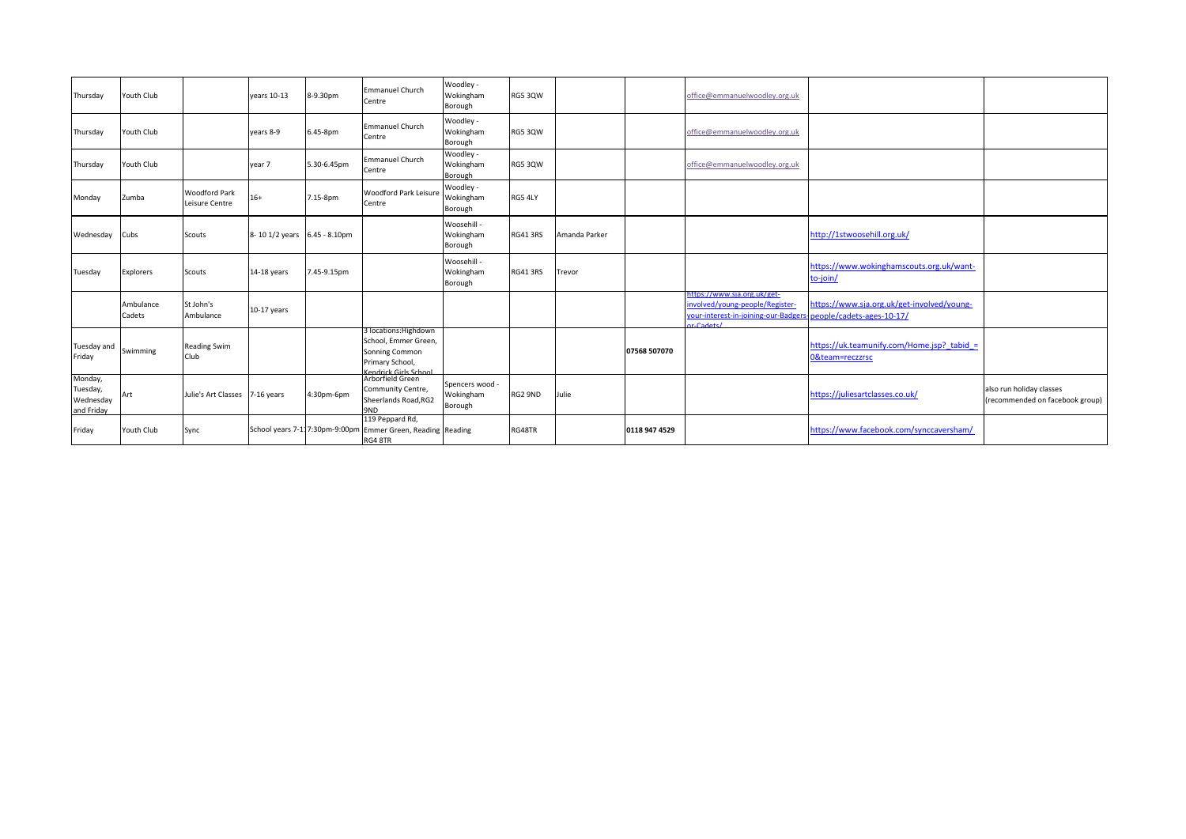| | | | | | | | | | | | | |
|---|---|---|---|---|---|---|---|---|---|---|---|---|
| Thursday | Youth Club | | years 10-13 | 8-9.30pm | Emmanuel Church Centre | Woodley - Wokingham Borough | RG5 3QW | | | office@emmanuelwoodley.org.uk | | |
| Thursday | Youth Club | | years 8-9 | 6.45-8pm | Emmanuel Church Centre | Woodley - Wokingham Borough | RG5 3QW | | | office@emmanuelwoodley.org.uk | | |
| Thursday | Youth Club | | year 7 | 5.30-6.45pm | Emmanuel Church Centre | Woodley - Wokingham Borough | RG5 3QW | | | office@emmanuelwoodley.org.uk | | |
| Monday | Zumba | Woodford Park Leisure Centre | 16+ | 7.15-8pm | Woodford Park Leisure Centre | Woodley - Wokingham Borough | RG5 4LY | | | | | |
| Wednesday | Cubs | Scouts | 8- 10 1/2 years | 6.45 - 8.10pm | | Woosehill - Wokingham Borough | RG41 3RS | Amanda Parker | | | http://1stwoosehill.org.uk/ | |
| Tuesday | Explorers | Scouts | 14-18 years | 7.45-9.15pm | | Woosehill - Wokingham Borough | RG41 3RS | Trevor | | | https://www.wokinghamscouts.org.uk/want-to-join/ | |
| | Ambulance Cadets | St John's Ambulance | 10-17 years | | | | | | | https://www.sja.org.uk/get-involved/young-people/Register-your-interest-in-joining-our-Badgers-or-Cadets/ | https://www.sja.org.uk/get-involved/young-people/cadets-ages-10-17/ | |
| Tuesday and Friday | Swimming | Reading Swim Club | | | 3 locations:Highdown School, Emmer Green, Sonning Common Primary School, Kendrick Girls School | | | | 07568 507070 | | https://uk.teamunify.com/Home.jsp?_tabid_=0&team=reczzrsc | |
| Monday, Tuesday, Wednesday and Friday | Art | Julie's Art Classes | 7-16 years | 4:30pm-6pm | Arborfield Green Community Centre, Sheerlands Road,RG2 9ND | Spencers wood - Wokingham Borough | RG2 9ND | Julie | | | https://juliesartclasses.co.uk/ | also run holiday classes (recommended on facebook group) |
| Friday | Youth Club | Sync | School years 7-11 | 7:30pm-9:00pm | 119 Peppard Rd, Emmer Green, Reading RG4 8TR | Reading | RG48TR | | 0118 947 4529 | | https://www.facebook.com/synccaversham/ | |